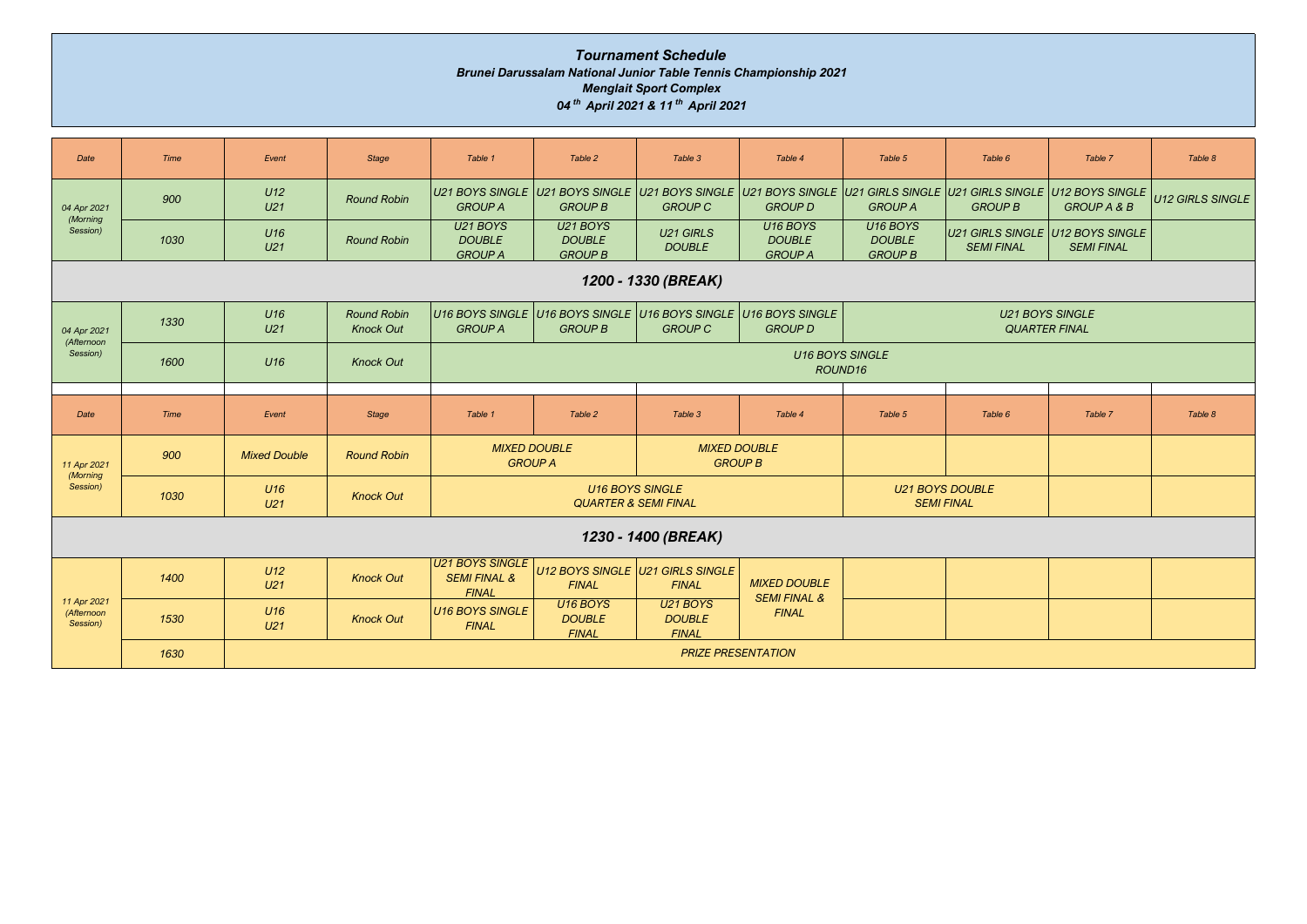# Tournament Schedule

**Brunei Darussalam National Junior Table Tennis Championship 2021**

**Menglait Sport Complex**

**04 th April 2021 & 11 th April 2021**

| Date | Time | Event | Stage | Table 1 | Table 2 | Table 3 | Table 4 | Table 5 | Table 6 | Table 7 | Table 8 |
|---|---|---|---|---|---|---|---|---|---|---|---|
| 04 Apr 2021 (Morning Session) | 900 | U12 U21 | Round Robin | U21 BOYS SINGLE GROUP A | U21 BOYS SINGLE GROUP B | U21 BOYS SINGLE GROUP C | U21 BOYS SINGLE GROUP D | U21 GIRLS SINGLE GROUP A | U21 GIRLS SINGLE GROUP B | U12 BOYS SINGLE GROUP A & B | U12 GIRLS SINGLE |
| | 1030 | U16 U21 | Round Robin | U21 BOYS DOUBLE GROUP A | U21 BOYS DOUBLE GROUP B | U21 GIRLS DOUBLE | U16 BOYS DOUBLE GROUP A | U16 BOYS DOUBLE GROUP B | U21 GIRLS SINGLE SEMI FINAL | U12 BOYS SINGLE SEMI FINAL | |
| 1200 - 1330 (BREAK) | | | | | | | | | | | |
| 04 Apr 2021 (Afternoon Session) | 1330 | U16 U21 | Round Robin Knock Out | U16 BOYS SINGLE GROUP A | U16 BOYS SINGLE GROUP B | U16 BOYS SINGLE GROUP C | U16 BOYS SINGLE GROUP D | U21 BOYS SINGLE QUARTER FINAL | | | |
| | 1600 | U16 | Knock Out | U16 BOYS SINGLE ROUND16 | | | | | | | |

| Date | Time | Event | Stage | Table 1 | Table 2 | Table 3 | Table 4 | Table 5 | Table 6 | Table 7 | Table 8 |
|---|---|---|---|---|---|---|---|---|---|---|---|
| 11 Apr 2021 (Morning Session) | 900 | Mixed Double | Round Robin | MIXED DOUBLE GROUP A | | MIXED DOUBLE GROUP B | | | | | |
| | 1030 | U16 U21 | Knock Out | U16 BOYS SINGLE QUARTER & SEMI FINAL | | | | U21 BOYS DOUBLE SEMI FINAL | | | |
| 1230 - 1400 (BREAK) | | | | | | | | | | | |
| 11 Apr 2021 (Afternoon Session) | 1400 | U12 U21 | Knock Out | U21 BOYS SINGLE SEMI FINAL & FINAL | U12 BOYS SINGLE FINAL | U21 GIRLS SINGLE FINAL | MIXED DOUBLE SEMI FINAL & FINAL | | | | |
| | 1530 | U16 U21 | Knock Out | U16 BOYS SINGLE FINAL | U16 BOYS DOUBLE FINAL | U21 BOYS DOUBLE FINAL | | | | | |
| | 1630 | PRIZE PRESENTATION | | | | | | | | | |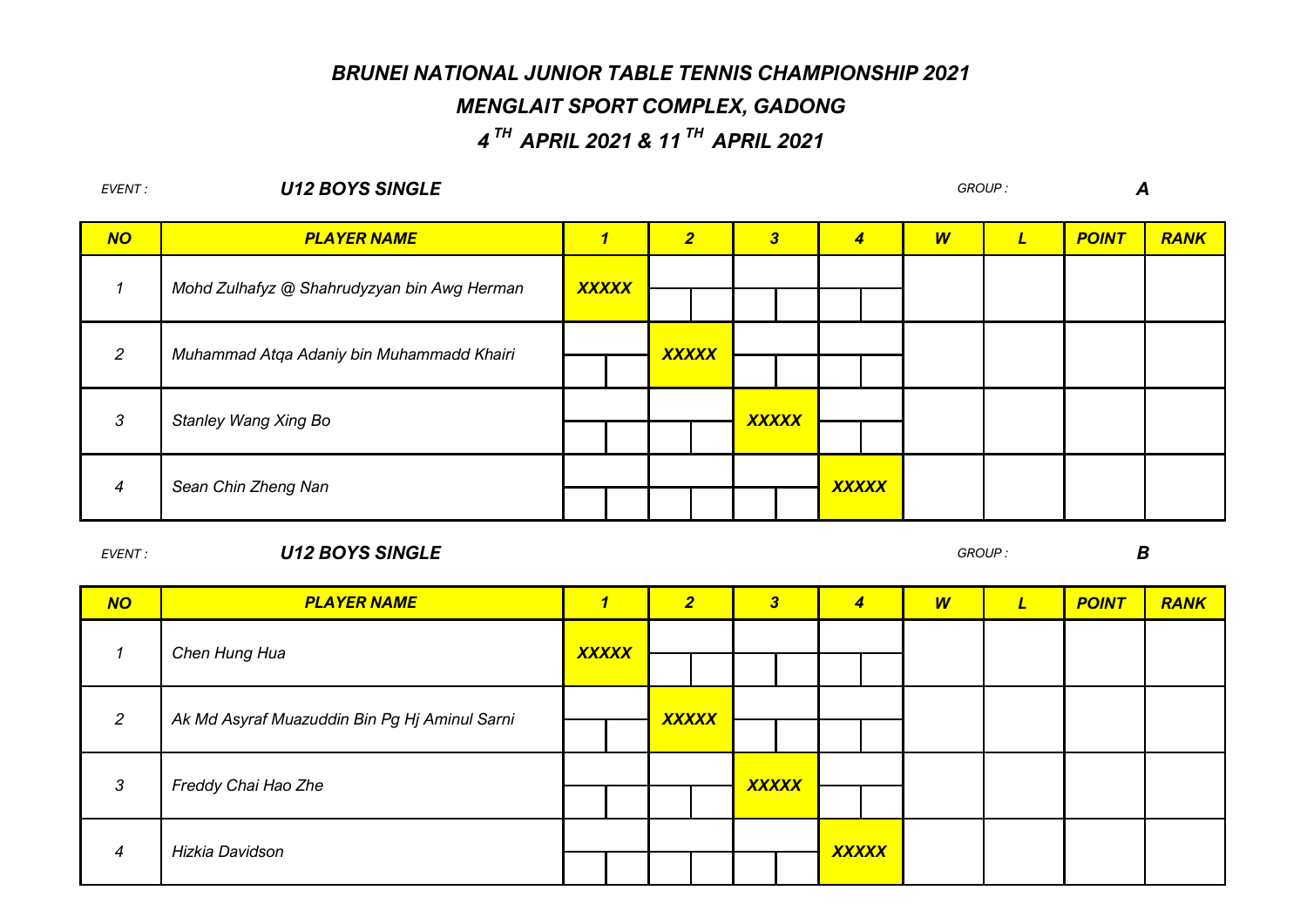# *BRUNEI NATIONAL JUNIOR TABLE TENNIS CHAMPIONSHIP 2021*
## *MENGLAIT SPORT COMPLEX, GADONG*
## *4 TH APRIL 2021 & 11 TH APRIL 2021*

*EVENT :* ***U12 BOYS SINGLE*** *GROUP :* ***A***

| NO | PLAYER NAME | 1 | 2 | 3 | 4 | W | L | POINT | RANK |
|---|---|---|---|---|---|---|---|---|---|
| 1 | Mohd Zulhafyz @ Shahrudyzyan bin Awg Herman | XXXXX | | | | | | | |
| 2 | Muhammad Atqa Adaniy bin Muhammadd Khairi | | XXXXX | | | | | | |
| 3 | Stanley Wang Xing Bo | | | XXXXX | | | | | |
| 4 | Sean Chin Zheng Nan | | | | XXXXX | | | | |

*EVENT :* ***U12 BOYS SINGLE*** *GROUP :* ***B***

| NO | PLAYER NAME | 1 | 2 | 3 | 4 | W | L | POINT | RANK |
|---|---|---|---|---|---|---|---|---|---|
| 1 | Chen Hung Hua | XXXXX | | | | | | | |
| 2 | Ak Md Asyraf Muazuddin Bin Pg Hj Aminul Sarni | | XXXXX | | | | | | |
| 3 | Freddy Chai Hao Zhe | | | XXXXX | | | | | |
| 4 | Hizkia Davidson | | | | XXXXX | | | | |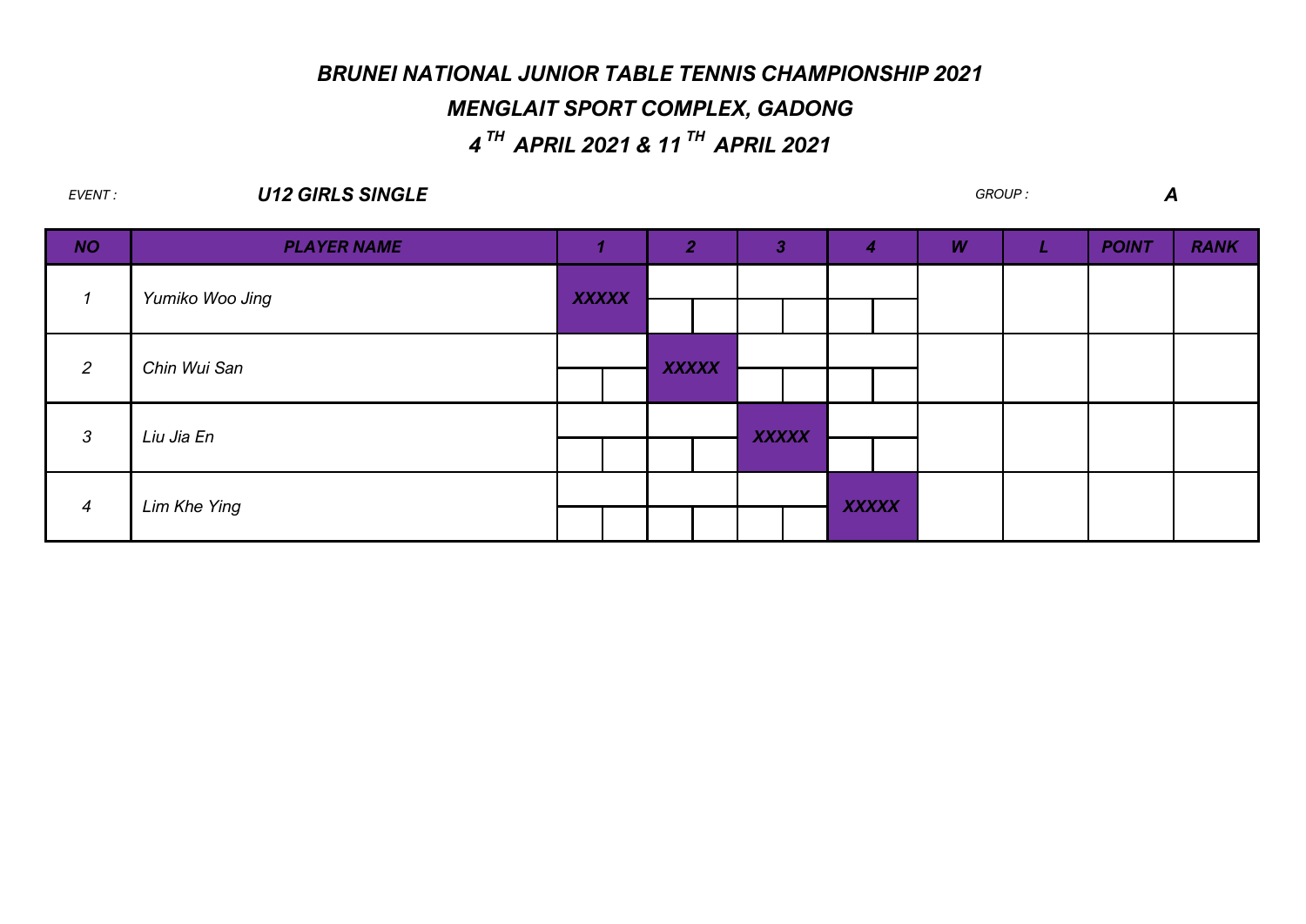# BRUNEI NATIONAL JUNIOR TABLE TENNIS CHAMPIONSHIP 2021

## MENGLAIT SPORT COMPLEX, GADONG

## 4 TH APRIL 2021 & 11 TH APRIL 2021

*EVENT :* **U12 GIRLS SINGLE** *GROUP :* **A**

| NO | PLAYER NAME | 1 | 2 | 3 | 4 | W | L | POINT | RANK |
|---|---|---|---|---|---|---|---|---|---|
| 1 | Yumiko Woo Jing | XXXXX | | | | | | | |
| 2 | Chin Wui San | | XXXXX | | | | | | |
| 3 | Liu Jia En | | | XXXXX | | | | | |
| 4 | Lim Khe Ying | | | | XXXXX | | | | |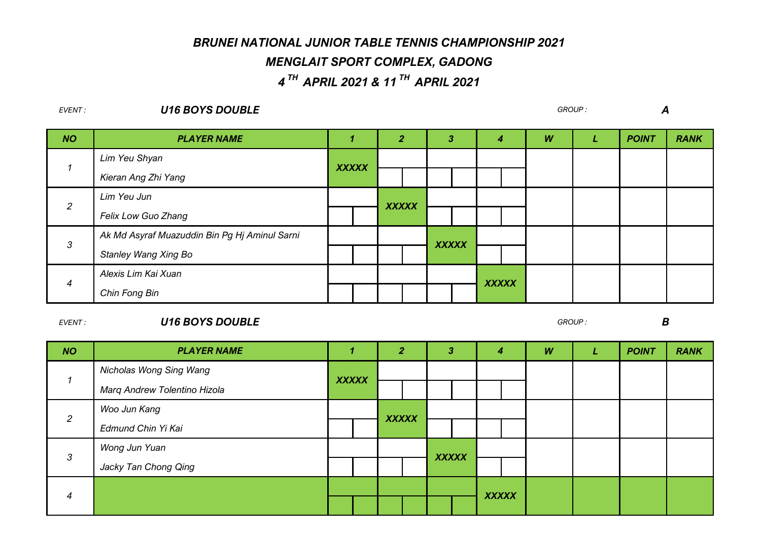### *BRUNEI NATIONAL JUNIOR TABLE TENNIS CHAMPIONSHIP 2021*
### *MENGLAIT SPORT COMPLEX, GADONG*
### *4TH APRIL 2021 & 11TH APRIL 2021*

*EVENT :* ***U16 BOYS DOUBLE*** *GROUP :* ***A***

| NO | PLAYER NAME | 1 | 2 | 3 | 4 | W | L | POINT | RANK |
|---|---|---|---|---|---|---|---|---|---|
| 1 | Lim Yeu Shyan<br>Kieran Ang Zhi Yang | XXXXX | | | | | | | |
| 2 | Lim Yeu Jun<br>Felix Low Guo Zhang | | XXXXX | | | | | | |
| 3 | Ak Md Asyraf Muazuddin Bin Pg Hj Aminul Sarni<br>Stanley Wang Xing Bo | | | XXXXX | | | | | |
| 4 | Alexis Lim Kai Xuan<br>Chin Fong Bin | | | | XXXXX | | | | |

*EVENT :* ***U16 BOYS DOUBLE*** *GROUP :* ***B***

| NO | PLAYER NAME | 1 | 2 | 3 | 4 | W | L | POINT | RANK |
|---|---|---|---|---|---|---|---|---|---|
| 1 | Nicholas Wong Sing Wang<br>Marq Andrew Tolentino Hizola | XXXXX | | | | | | | |
| 2 | Woo Jun Kang<br>Edmund Chin Yi Kai | | XXXXX | | | | | | |
| 3 | Wong Jun Yuan<br>Jacky Tan Chong Qing | | | XXXXX | | | | | |
| 4 | | | | | XXXXX | | | | |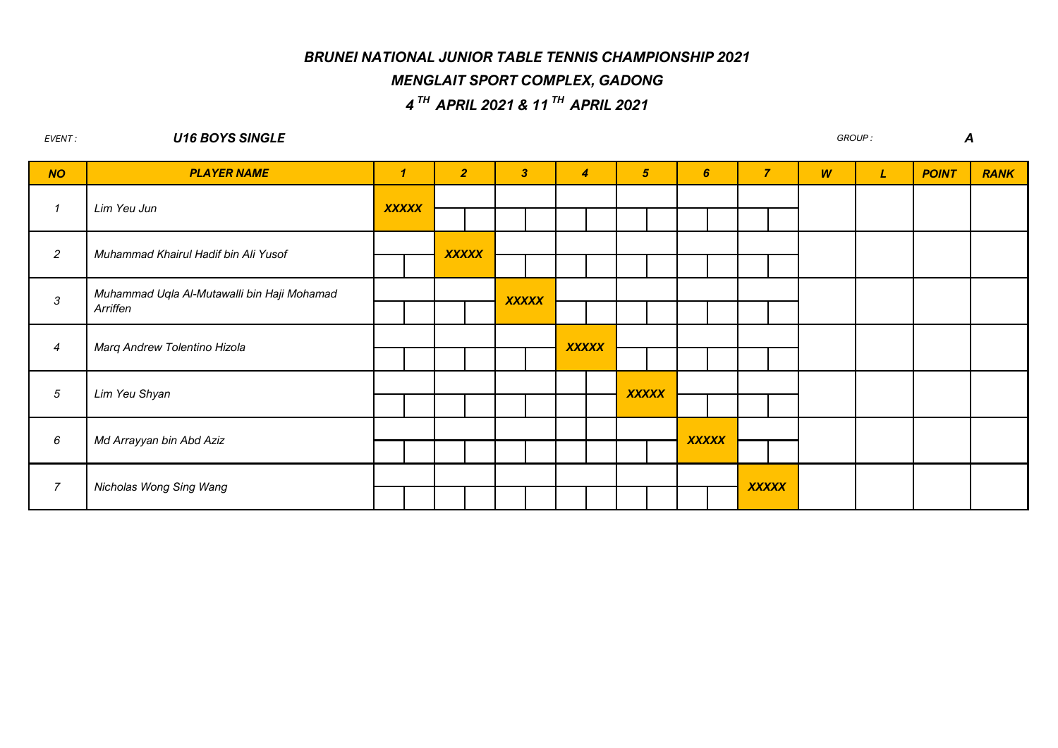# BRUNEI NATIONAL JUNIOR TABLE TENNIS CHAMPIONSHIP 2021

## MENGLAIT SPORT COMPLEX, GADONG

## 4 TH APRIL 2021 & 11 TH APRIL 2021

EVENT : **U16 BOYS SINGLE**

GROUP : **A**

| NO | PLAYER NAME | 1 | 2 | 3 | 4 | 5 | 6 | 7 | W | L | POINT | RANK |
|---|---|---|---|---|---|---|---|---|---|---|---|---|
| 1 | Lim Yeu Jun | XXXXX | | | | | | | | | | |
| 2 | Muhammad Khairul Hadif bin Ali Yusof | | XXXXX | | | | | | | | | |
| 3 | Muhammad Uqla Al-Mutawalli bin Haji Mohamad Arriffen | | | XXXXX | | | | | | | | |
| 4 | Marq Andrew Tolentino Hizola | | | | XXXXX | | | | | | | |
| 5 | Lim Yeu Shyan | | | | | XXXXX | | | | | | |
| 6 | Md Arrayyan bin Abd Aziz | | | | | | XXXXX | | | | | |
| 7 | Nicholas Wong Sing Wang | | | | | | | XXXXX | | | | |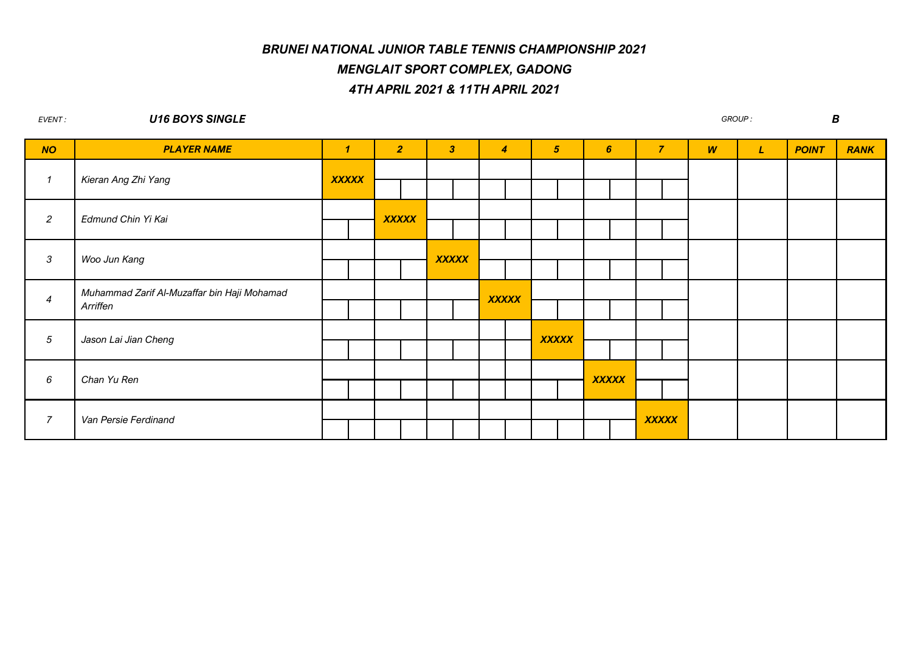***BRUNEI NATIONAL JUNIOR TABLE TENNIS CHAMPIONSHIP 2021***

***MENGLAIT SPORT COMPLEX, GADONG***

***4TH APRIL 2021 & 11TH APRIL 2021***

*EVENT :* ***U16 BOYS SINGLE*** *GROUP :* ***B***

| NO | PLAYER NAME | 1 | 2 | 3 | 4 | 5 | 6 | 7 | W | L | POINT | RANK |
|---|---|---|---|---|---|---|---|---|---|---|---|---|
| 1 | Kieran Ang Zhi Yang | XXXXX | | | | | | | | | | |
| 2 | Edmund Chin Yi Kai | | XXXXX | | | | | | | | | |
| 3 | Woo Jun Kang | | | XXXXX | | | | | | | | |
| 4 | Muhammad Zarif Al-Muzaffar bin Haji Mohamad Arriffen | | | | XXXXX | | | | | | | |
| 5 | Jason Lai Jian Cheng | | | | | XXXXX | | | | | | |
| 6 | Chan Yu Ren | | | | | | XXXXX | | | | | |
| 7 | Van Persie Ferdinand | | | | | | | XXXXX | | | | |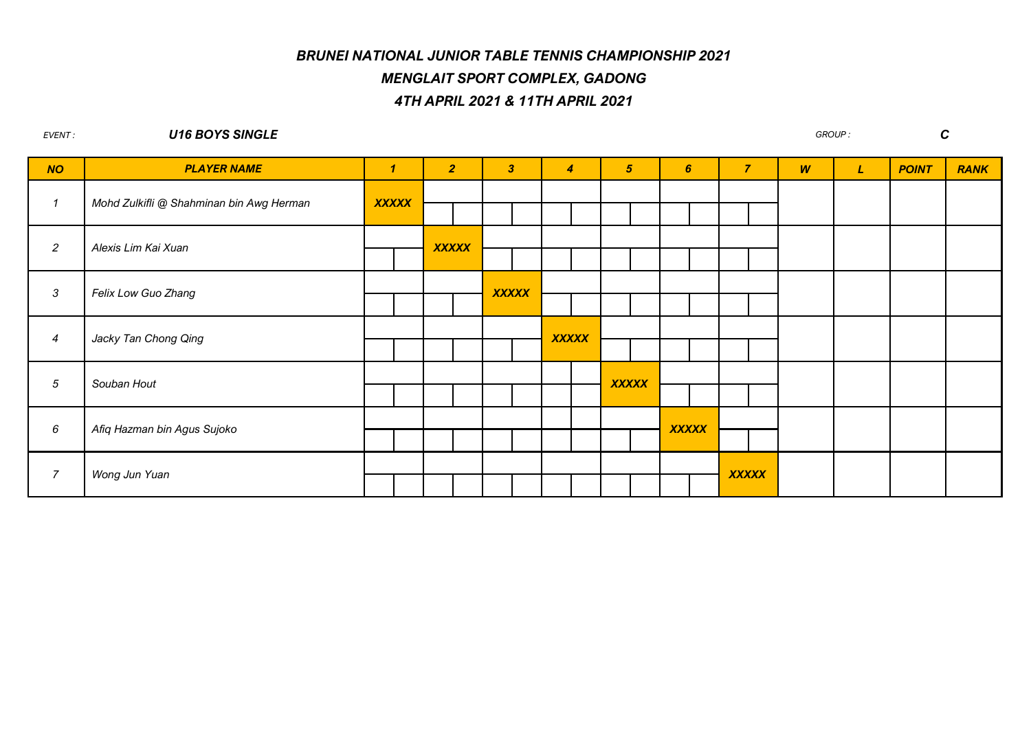# *BRUNEI NATIONAL JUNIOR TABLE TENNIS CHAMPIONSHIP 2021*
## *MENGLAIT SPORT COMPLEX, GADONG*
## *4TH APRIL 2021 & 11TH APRIL 2021*

*EVENT :* **U16 BOYS SINGLE** *GROUP :* **C**

| NO | PLAYER NAME | 1 | 2 | 3 | 4 | 5 | 6 | 7 | W | L | POINT | RANK |
|---|---|---|---|---|---|---|---|---|---|---|---|---|
| 1 | Mohd Zulkifli @ Shahminan bin Awg Herman | XXXXX | | | | | | | | | | |
| 2 | Alexis Lim Kai Xuan | | XXXXX | | | | | | | | | |
| 3 | Felix Low Guo Zhang | | | XXXXX | | | | | | | | |
| 4 | Jacky Tan Chong Qing | | | | XXXXX | | | | | | | |
| 5 | Souban Hout | | | | | XXXXX | | | | | | |
| 6 | Afiq Hazman bin Agus Sujoko | | | | | | XXXXX | | | | | |
| 7 | Wong Jun Yuan | | | | | | | XXXXX | | | | |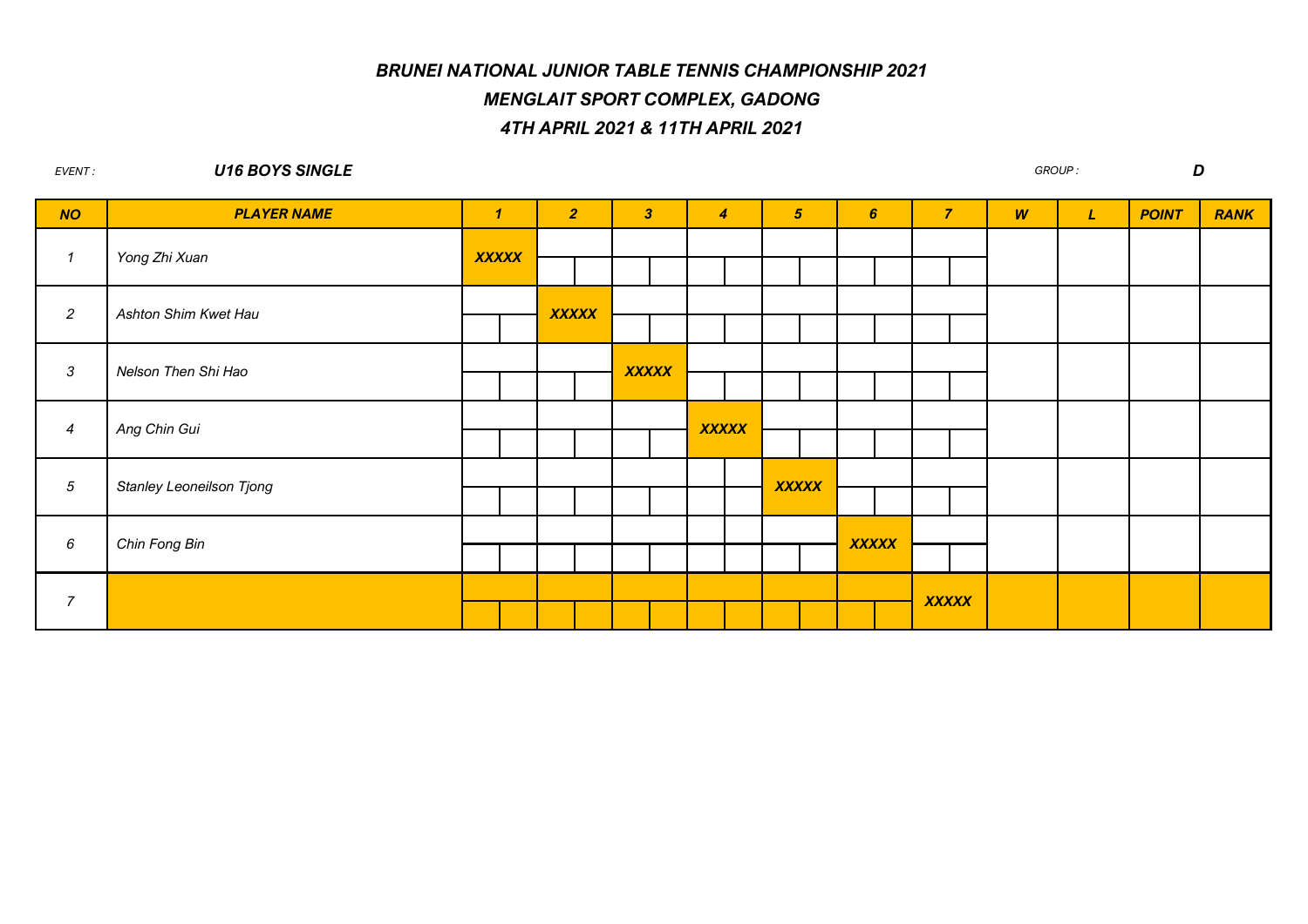## BRUNEI NATIONAL JUNIOR TABLE TENNIS CHAMPIONSHIP 2021
## MENGLAIT SPORT COMPLEX, GADONG
## 4TH APRIL 2021 & 11TH APRIL 2021

EVENT : **U16 BOYS SINGLE** GROUP : **D**

| NO | PLAYER NAME | 1 | 2 | 3 | 4 | 5 | 6 | 7 | W | L | POINT | RANK |
|---|---|---|---|---|---|---|---|---|---|---|---|---|
| 1 | Yong Zhi Xuan | XXXXX | | | | | | | | | | |
| 2 | Ashton Shim Kwet Hau | | XXXXX | | | | | | | | | |
| 3 | Nelson Then Shi Hao | | | XXXXX | | | | | | | | |
| 4 | Ang Chin Gui | | | | XXXXX | | | | | | | |
| 5 | Stanley Leoneilson Tjong | | | | | XXXXX | | | | | | |
| 6 | Chin Fong Bin | | | | | | XXXXX | | | | | |
| 7 | | | | | | | | XXXXX | | | | |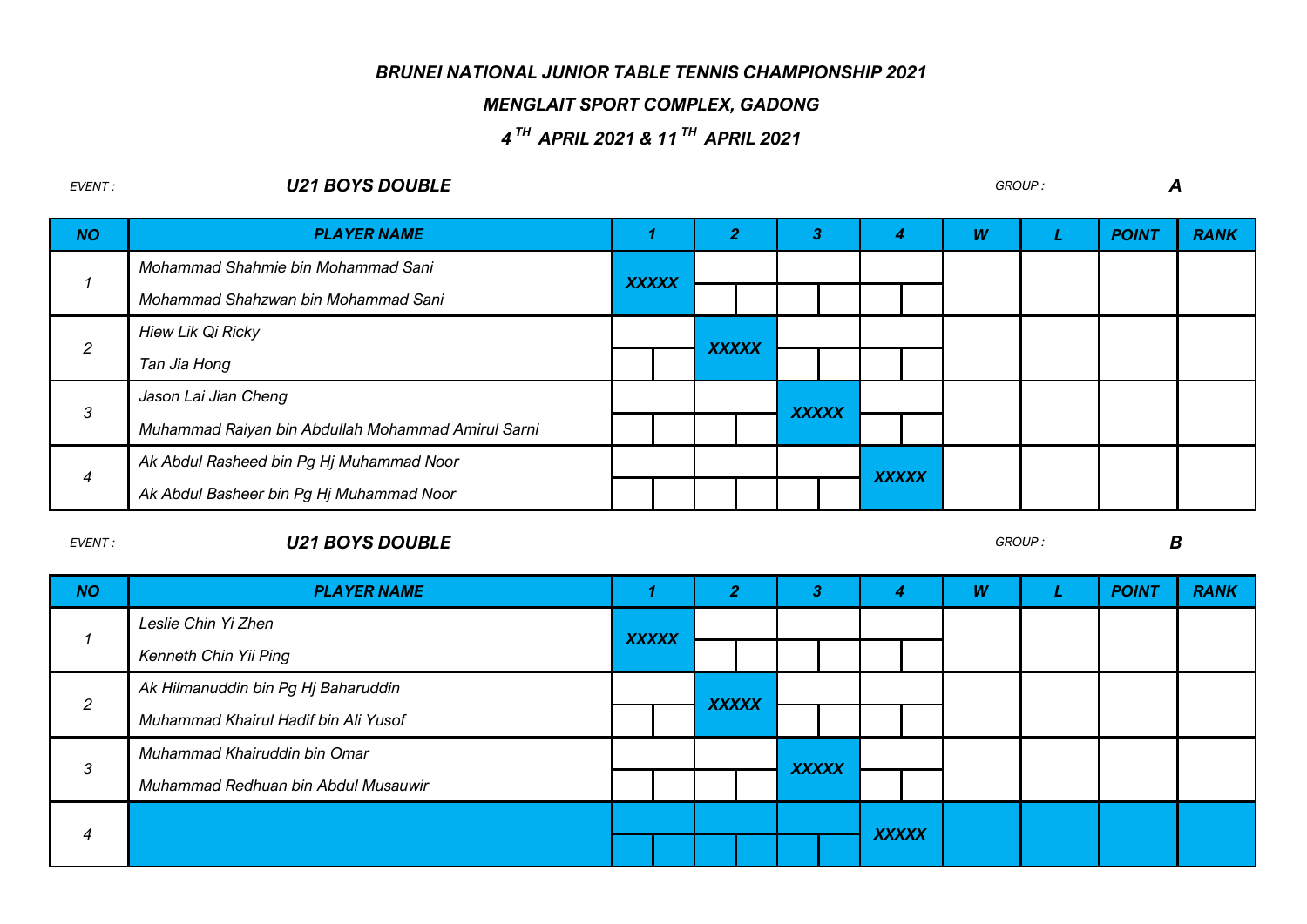**BRUNEI NATIONAL JUNIOR TABLE TENNIS CHAMPIONSHIP 2021**

**MENGLAIT SPORT COMPLEX, GADONG**

**4$^{TH}$ APRIL 2021 & 11$^{TH}$ APRIL 2021**

EVENT : **U21 BOYS DOUBLE** GROUP : **A**

| NO | PLAYER NAME | 1 | 2 | 3 | 4 | W | L | POINT | RANK |
|---|---|---|---|---|---|---|---|---|---|
| 1 | Mohammad Shahmie bin Mohammad Sani<br>Mohammad Shahzwan bin Mohammad Sani | XXXXX | | | | | | | |
| 2 | Hiew Lik Qi Ricky<br>Tan Jia Hong | | XXXXX | | | | | | |
| 3 | Jason Lai Jian Cheng<br>Muhammad Raiyan bin Abdullah Mohammad Amirul Sarni | | | XXXXX | | | | | |
| 4 | Ak Abdul Rasheed bin Pg Hj Muhammad Noor<br>Ak Abdul Basheer bin Pg Hj Muhammad Noor | | | | XXXXX | | | | |

EVENT : **U21 BOYS DOUBLE** GROUP : **B**

| NO | PLAYER NAME | 1 | 2 | 3 | 4 | W | L | POINT | RANK |
|---|---|---|---|---|---|---|---|---|---|
| 1 | Leslie Chin Yi Zhen<br>Kenneth Chin Yii Ping | XXXXX | | | | | | | |
| 2 | Ak Hilmanuddin bin Pg Hj Baharuddin<br>Muhammad Khairul Hadif bin Ali Yusof | | XXXXX | | | | | | |
| 3 | Muhammad Khairuddin bin Omar<br>Muhammad Redhuan bin Abdul Musauwir | | | XXXXX | | | | | |
| 4 | | | | | XXXXX | | | | |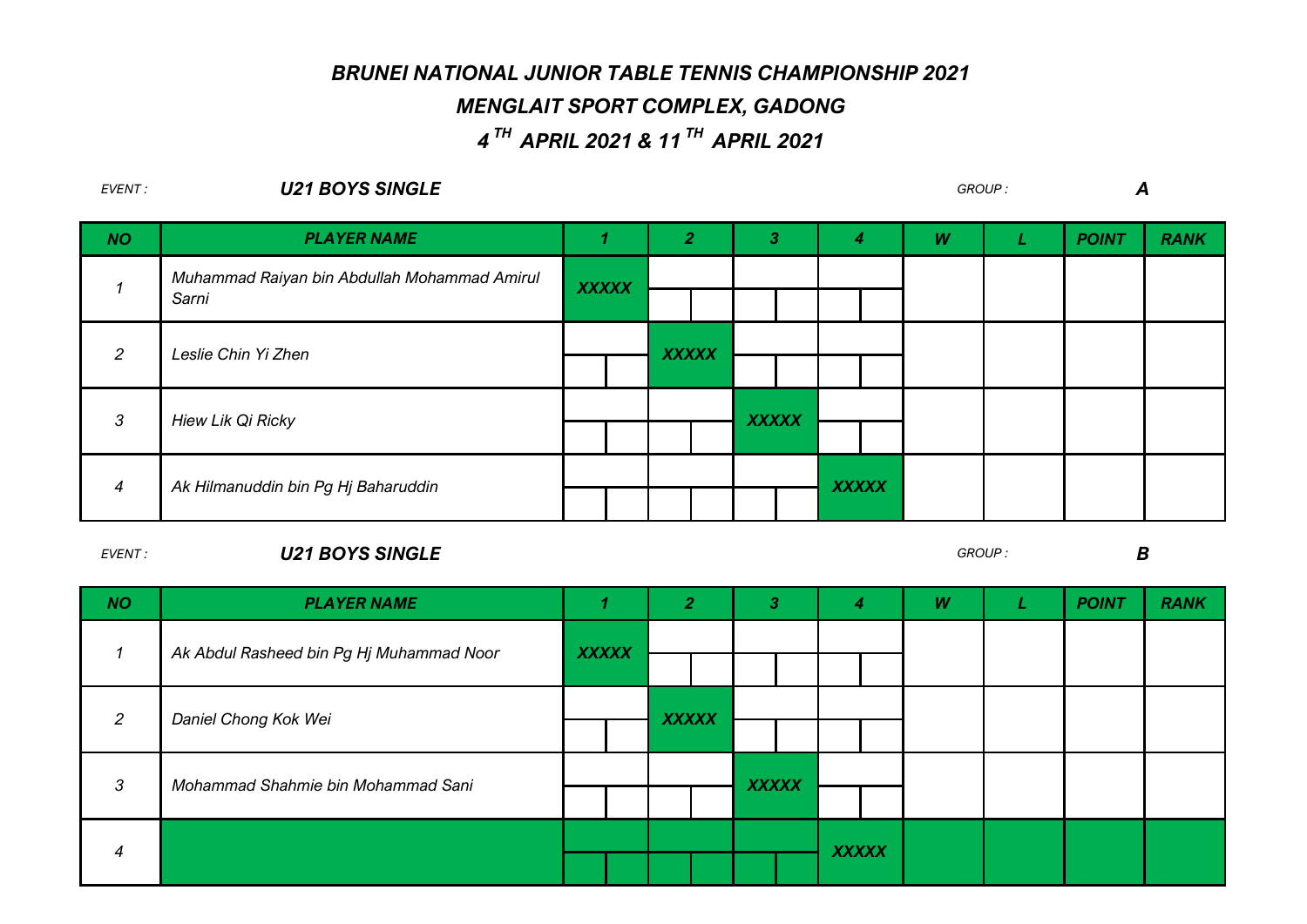***BRUNEI NATIONAL JUNIOR TABLE TENNIS CHAMPIONSHIP 2021***

***MENGLAIT SPORT COMPLEX, GADONG***

***4^TH APRIL 2021 & 11^TH APRIL 2021***

*EVENT :* ***U21 BOYS SINGLE*** *GROUP :* ***A***

| NO | PLAYER NAME | 1 | 2 | 3 | 4 | W | L | POINT | RANK |
|---|---|---|---|---|---|---|---|---|---|
| 1 | Muhammad Raiyan bin Abdullah Mohammad Amirul Sarni | XXXXX | | | | | | | |
| 2 | Leslie Chin Yi Zhen | | XXXXX | | | | | | |
| 3 | Hiew Lik Qi Ricky | | | XXXXX | | | | | |
| 4 | Ak Hilmanuddin bin Pg Hj Baharuddin | | | | XXXXX | | | | |

*EVENT :* ***U21 BOYS SINGLE*** *GROUP :* ***B***

| NO | PLAYER NAME | 1 | 2 | 3 | 4 | W | L | POINT | RANK |
|---|---|---|---|---|---|---|---|---|---|
| 1 | Ak Abdul Rasheed bin Pg Hj Muhammad Noor | XXXXX | | | | | | | |
| 2 | Daniel Chong Kok Wei | | XXXXX | | | | | | |
| 3 | Mohammad Shahmie bin Mohammad Sani | | | XXXXX | | | | | |
| 4 | | | | | XXXXX | | | | |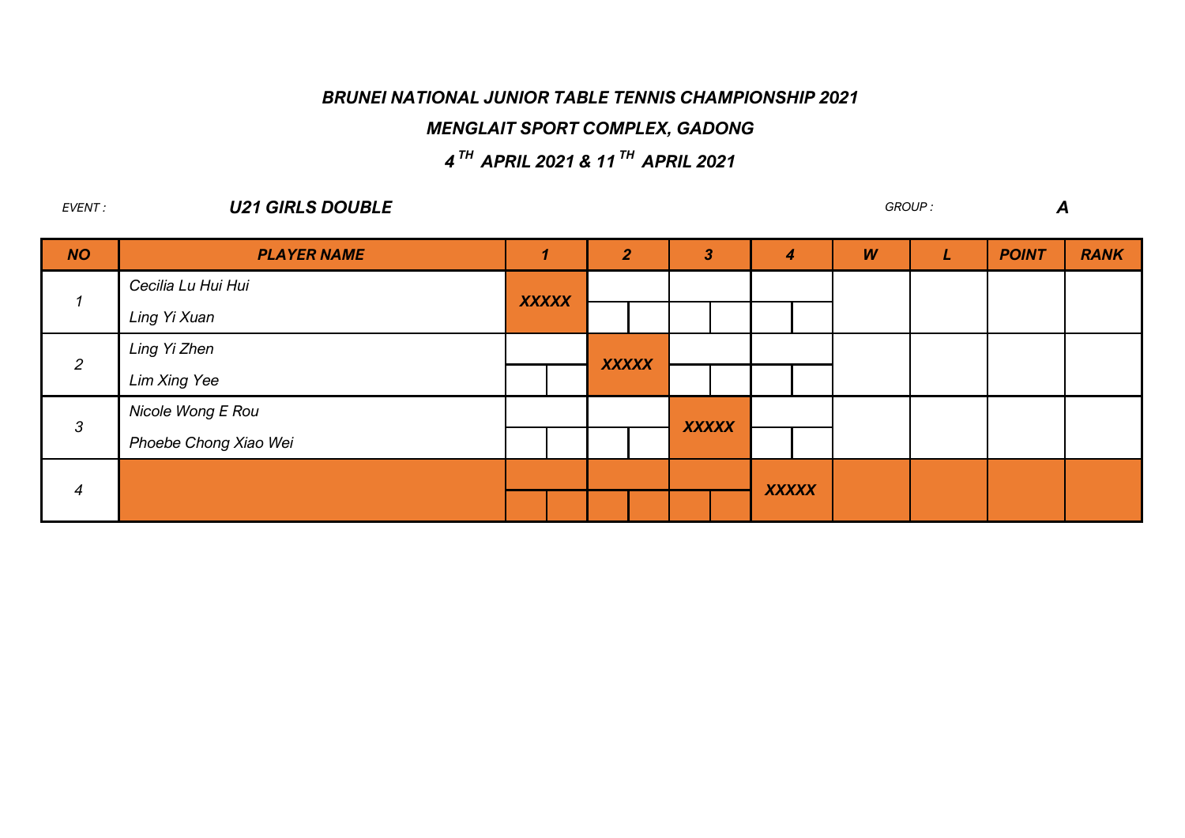***BRUNEI NATIONAL JUNIOR TABLE TENNIS CHAMPIONSHIP 2021***

***MENGLAIT SPORT COMPLEX, GADONG***

***4 TH APRIL 2021 & 11 TH APRIL 2021***

*EVENT :* ***U21 GIRLS DOUBLE*** *GROUP :* ***A***

| NO | PLAYER NAME | 1 | 2 | 3 | 4 | W | L | POINT | RANK |
|---|---|---|---|---|---|---|---|---|---|
| 1 | *Cecilia Lu Hui Hui*<br>*Ling Yi Xuan* | XXXXX | | | | | | | |
| 2 | *Ling Yi Zhen*<br>*Lim Xing Yee* | | XXXXX | | | | | | |
| 3 | *Nicole Wong E Rou*<br>*Phoebe Chong Xiao Wei* | | | XXXXX | | | | | |
| 4 | | | | | XXXXX | | | | |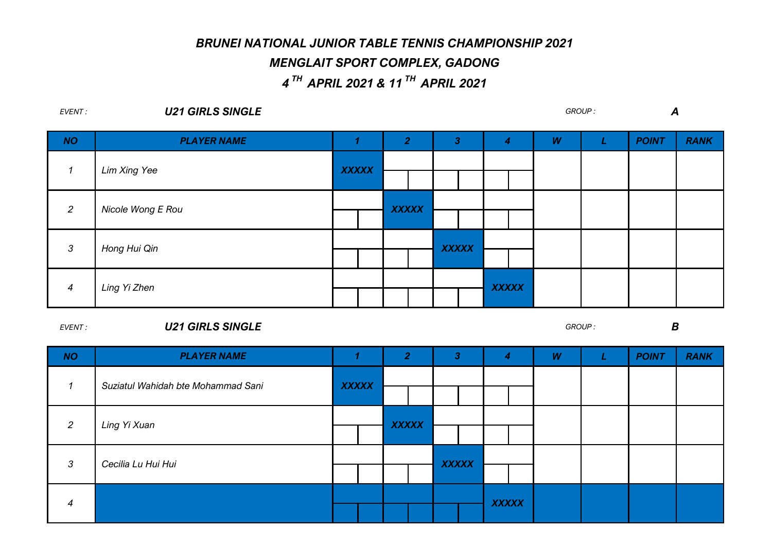# *BRUNEI NATIONAL JUNIOR TABLE TENNIS CHAMPIONSHIP 2021*

## *MENGLAIT SPORT COMPLEX, GADONG*

## *4^TH APRIL 2021 & 11^TH APRIL 2021*

*EVENT :* ***U21 GIRLS SINGLE*** *GROUP :* ***A***

| NO | PLAYER NAME | 1 | 2 | 3 | 4 | W | L | POINT | RANK |
|---|---|---|---|---|---|---|---|---|---|
| 1 | Lim Xing Yee | XXXXX | | | | | | | |
| 2 | Nicole Wong E Rou | | XXXXX | | | | | | |
| 3 | Hong Hui Qin | | | XXXXX | | | | | |
| 4 | Ling Yi Zhen | | | | XXXXX | | | | |

*EVENT :* ***U21 GIRLS SINGLE*** *GROUP :* ***B***

| NO | PLAYER NAME | 1 | 2 | 3 | 4 | W | L | POINT | RANK |
|---|---|---|---|---|---|---|---|---|---|
| 1 | Suziatul Wahidah bte Mohammad Sani | XXXXX | | | | | | | |
| 2 | Ling Yi Xuan | | XXXXX | | | | | | |
| 3 | Cecilia Lu Hui Hui | | | XXXXX | | | | | |
| 4 | | | | | XXXXX | | | | |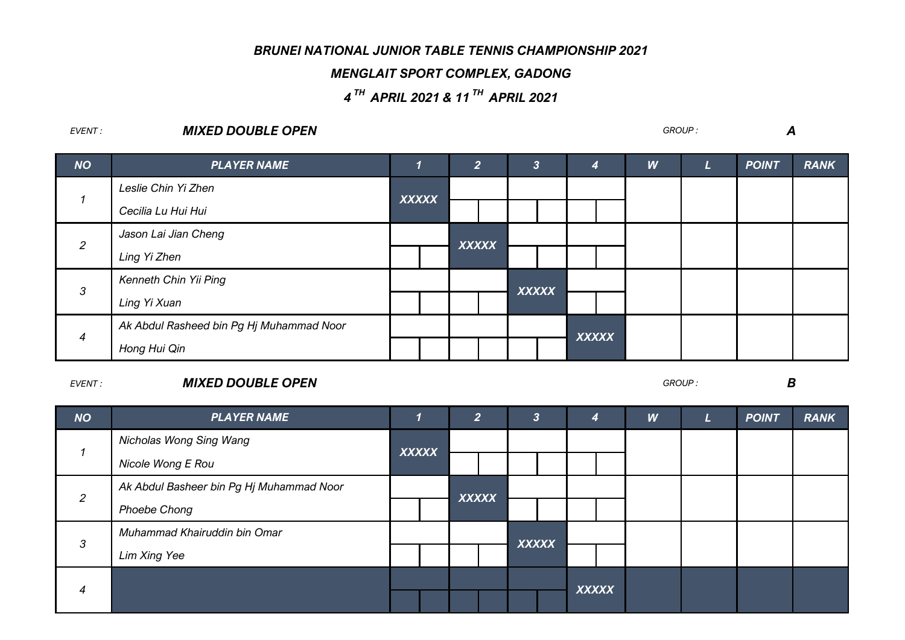***BRUNEI NATIONAL JUNIOR TABLE TENNIS CHAMPIONSHIP 2021***

***MENGLAIT SPORT COMPLEX, GADONG***

***4$^{TH}$ APRIL 2021 & 11$^{TH}$ APRIL 2021***

*EVENT :* ***MIXED DOUBLE OPEN*** *GROUP :* ***A***

| NO | PLAYER NAME | 1 | 2 | 3 | 4 | W | L | POINT | RANK |
|---|---|---|---|---|---|---|---|---|---|
| 1 | Leslie Chin Yi Zhen<br>Cecilia Lu Hui Hui | XXXXX | | | | | | | |
| 2 | Jason Lai Jian Cheng<br>Ling Yi Zhen | | XXXXX | | | | | | |
| 3 | Kenneth Chin Yii Ping<br>Ling Yi Xuan | | | XXXXX | | | | | |
| 4 | Ak Abdul Rasheed bin Pg Hj Muhammad Noor<br>Hong Hui Qin | | | | XXXXX | | | | |

*EVENT :* ***MIXED DOUBLE OPEN*** *GROUP :* ***B***

| NO | PLAYER NAME | 1 | 2 | 3 | 4 | W | L | POINT | RANK |
|---|---|---|---|---|---|---|---|---|---|
| 1 | Nicholas Wong Sing Wang<br>Nicole Wong E Rou | XXXXX | | | | | | | |
| 2 | Ak Abdul Basheer bin Pg Hj Muhammad Noor<br>Phoebe Chong | | XXXXX | | | | | | |
| 3 | Muhammad Khairuddin bin Omar<br>Lim Xing Yee | | | XXXXX | | | | | |
| 4 | | | | | XXXXX | | | | |